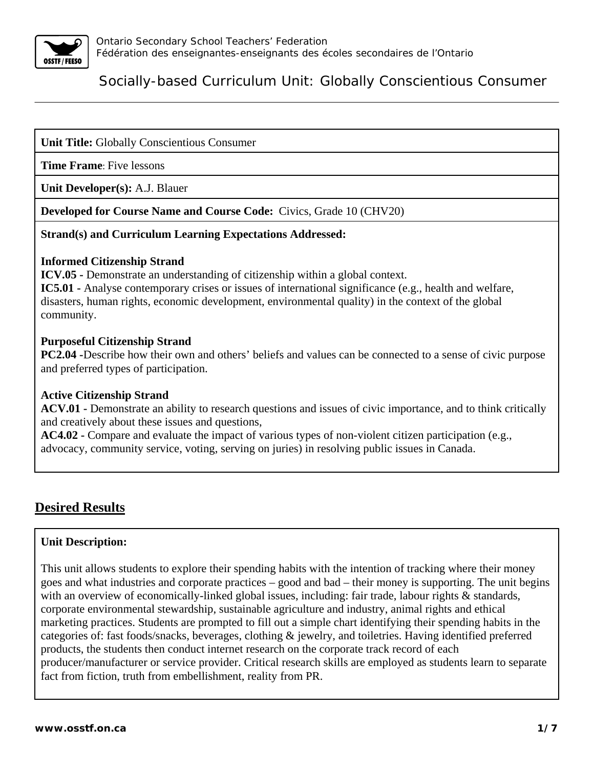Ontario Secondary School Teachers' Federation
Fédération des enseignantes-enseignants des écoles secondaires de l'Ontario

# Socially-based Curriculum Unit: Globally Conscientious Consumer

**Unit Title:** Globally Conscientious Consumer

**Time Frame**: Five lessons

**Unit Developer(s):** A.J. Blauer

**Developed for Course Name and Course Code:** Civics, Grade 10 (CHV20)

**Strand(s) and Curriculum Learning Expectations Addressed:**

**Informed Citizenship Strand**
**ICV.05 -** Demonstrate an understanding of citizenship within a global context.
**IC5.01 -** Analyse contemporary crises or issues of international significance (e.g., health and welfare, disasters, human rights, economic development, environmental quality) in the context of the global community.

**Purposeful Citizenship Strand**
**PC2.04 -**Describe how their own and others' beliefs and values can be connected to a sense of civic purpose and preferred types of participation.

**Active Citizenship Strand**
**ACV.01 -** Demonstrate an ability to research questions and issues of civic importance, and to think critically and creatively about these issues and questions,
**AC4.02 -** Compare and evaluate the impact of various types of non-violent citizen participation (e.g., advocacy, community service, voting, serving on juries) in resolving public issues in Canada.

## Desired Results

**Unit Description:**

This unit allows students to explore their spending habits with the intention of tracking where their money goes and what industries and corporate practices – good and bad – their money is supporting. The unit begins with an overview of economically-linked global issues, including: fair trade, labour rights & standards, corporate environmental stewardship, sustainable agriculture and industry, animal rights and ethical marketing practices. Students are prompted to fill out a simple chart identifying their spending habits in the categories of: fast foods/snacks, beverages, clothing & jewelry, and toiletries. Having identified preferred products, the students then conduct internet research on the corporate track record of each producer/manufacturer or service provider. Critical research skills are employed as students learn to separate fact from fiction, truth from embellishment, reality from PR.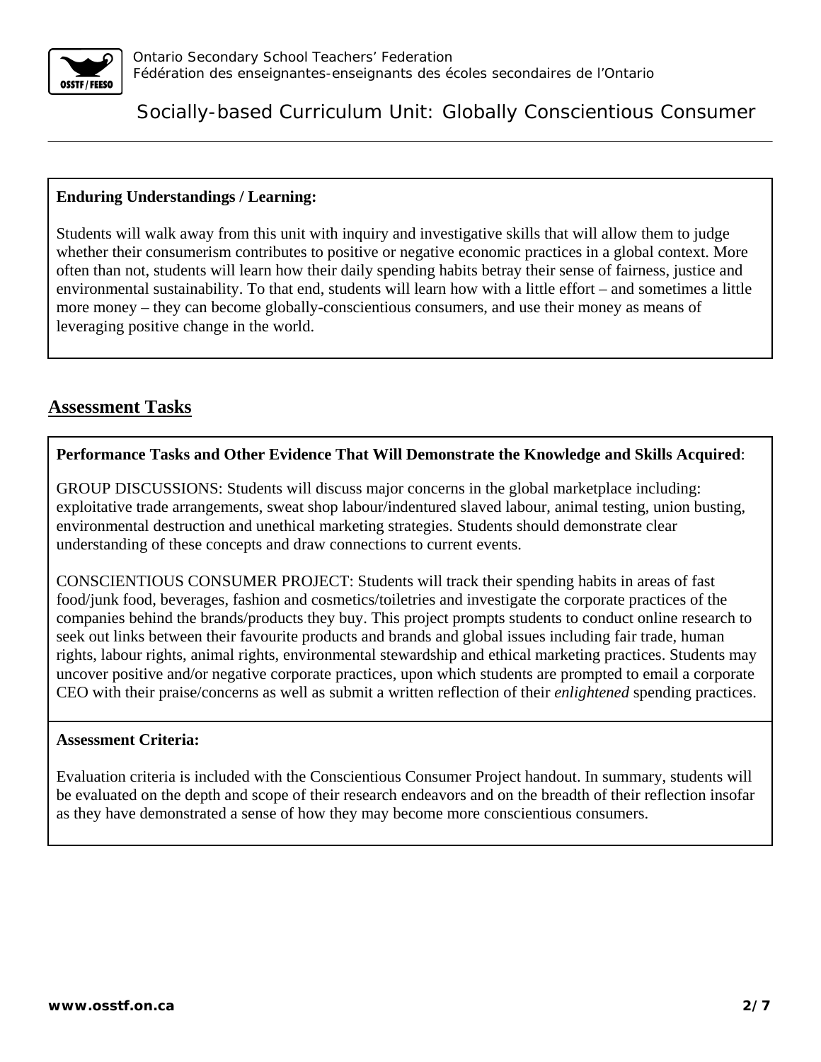**Enduring Understandings / Learning:**

Students will walk away from this unit with inquiry and investigative skills that will allow them to judge whether their consumerism contributes to positive or negative economic practices in a global context. More often than not, students will learn how their daily spending habits betray their sense of fairness, justice and environmental sustainability. To that end, students will learn how with a little effort – and sometimes a little more money – they can become globally-conscientious consumers, and use their money as means of leveraging positive change in the world.

## Assessment Tasks

**Performance Tasks and Other Evidence That Will Demonstrate the Knowledge and Skills Acquired**:

GROUP DISCUSSIONS: Students will discuss major concerns in the global marketplace including: exploitative trade arrangements, sweat shop labour/indentured slaved labour, animal testing, union busting, environmental destruction and unethical marketing strategies. Students should demonstrate clear understanding of these concepts and draw connections to current events.

CONSCIENTIOUS CONSUMER PROJECT: Students will track their spending habits in areas of fast food/junk food, beverages, fashion and cosmetics/toiletries and investigate the corporate practices of the companies behind the brands/products they buy. This project prompts students to conduct online research to seek out links between their favourite products and brands and global issues including fair trade, human rights, labour rights, animal rights, environmental stewardship and ethical marketing practices. Students may uncover positive and/or negative corporate practices, upon which students are prompted to email a corporate CEO with their praise/concerns as well as submit a written reflection of their *enlightened* spending practices.

**Assessment Criteria:**

Evaluation criteria is included with the Conscientious Consumer Project handout. In summary, students will be evaluated on the depth and scope of their research endeavors and on the breadth of their reflection insofar as they have demonstrated a sense of how they may become more conscientious consumers.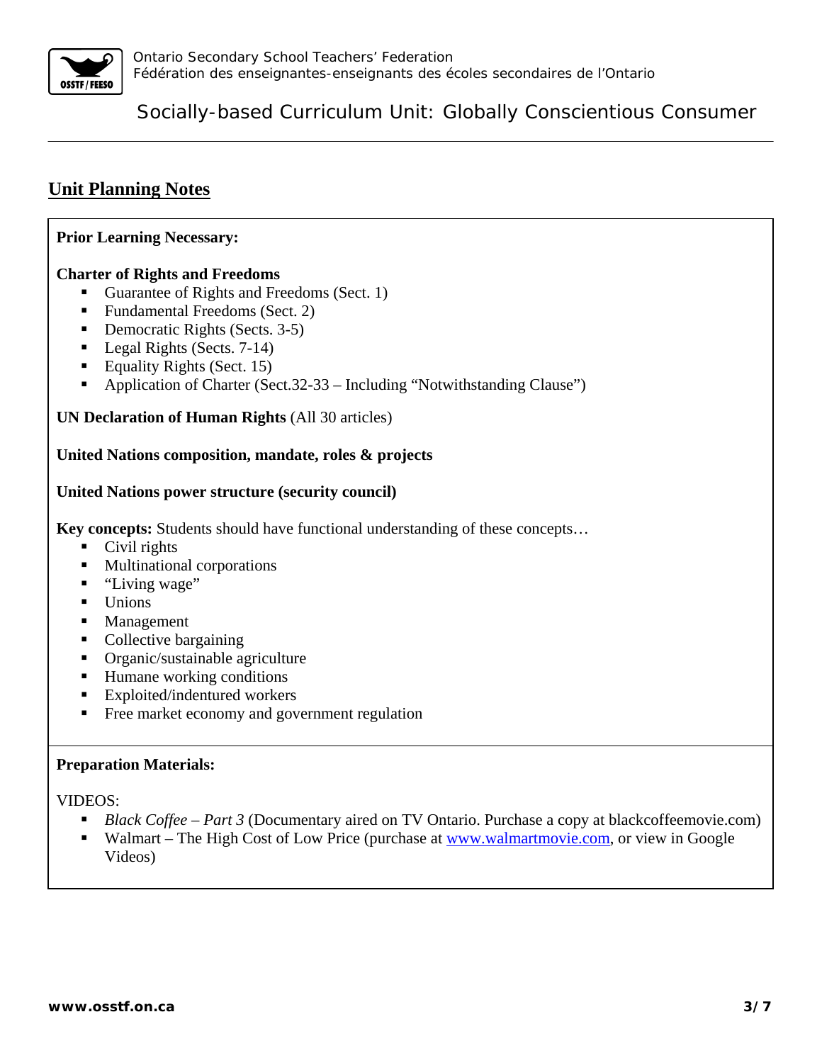## Unit Planning Notes

**Prior Learning Necessary:**

**Charter of Rights and Freedoms**

- Guarantee of Rights and Freedoms (Sect. 1)
- Fundamental Freedoms (Sect. 2)
- Democratic Rights (Sects. 3-5)
- Legal Rights (Sects. 7-14)
- Equality Rights (Sect. 15)
- Application of Charter (Sect.32-33 – Including "Notwithstanding Clause")

**UN Declaration of Human Rights** (All 30 articles)

**United Nations composition, mandate, roles & projects**

**United Nations power structure (security council)**

**Key concepts:** Students should have functional understanding of these concepts…

- Civil rights
- Multinational corporations
- "Living wage"
- Unions
- Management
- Collective bargaining
- Organic/sustainable agriculture
- Humane working conditions
- Exploited/indentured workers
- Free market economy and government regulation

**Preparation Materials:**

VIDEOS:

- *Black Coffee – Part 3* (Documentary aired on TV Ontario. Purchase a copy at blackcoffeemovie.com)
- Walmart – The High Cost of Low Price (purchase at www.walmartmovie.com, or view in Google Videos)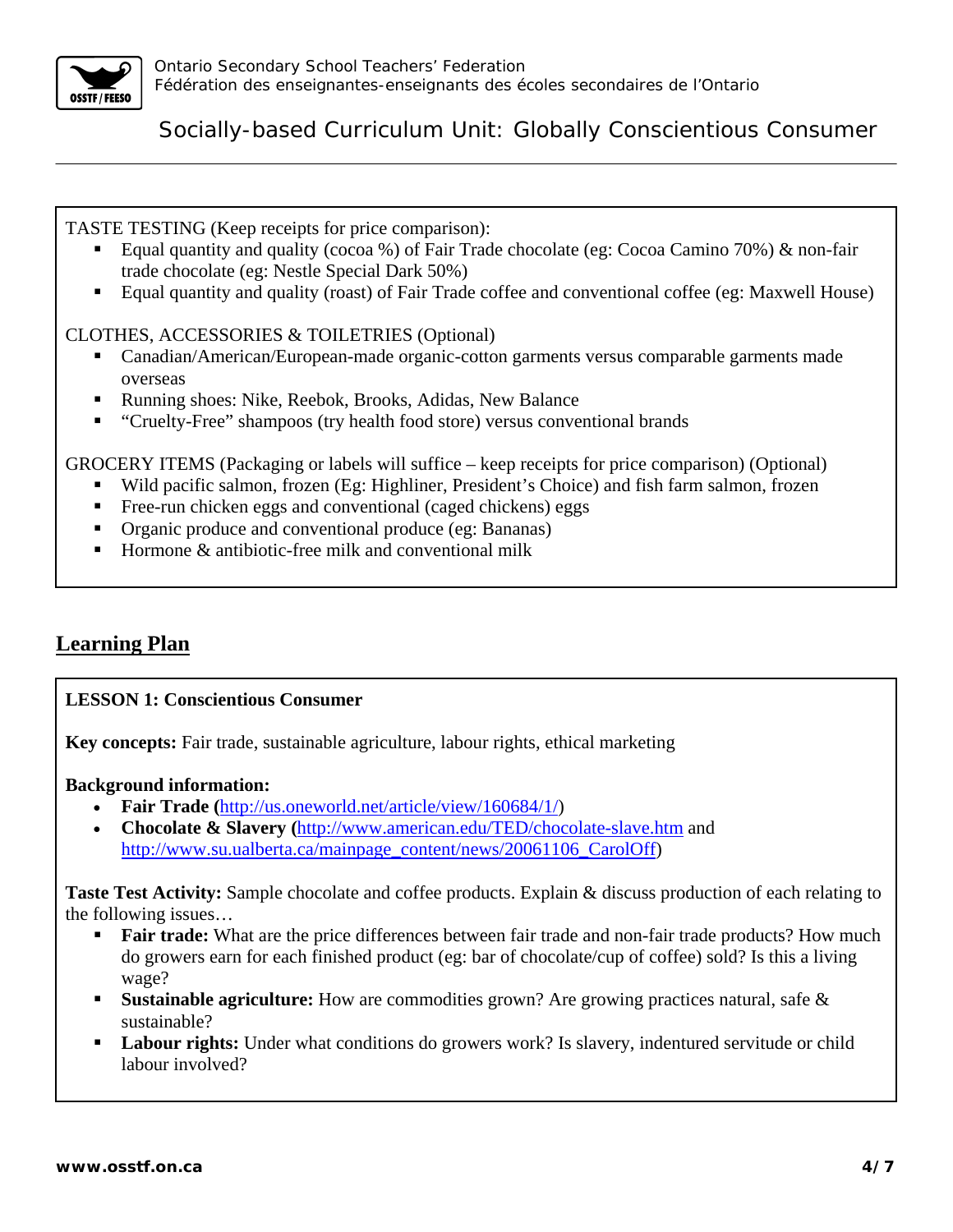TASTE TESTING (Keep receipts for price comparison):

- Equal quantity and quality (cocoa %) of Fair Trade chocolate (eg: Cocoa Camino 70%) & non-fair trade chocolate (eg: Nestle Special Dark 50%)
- Equal quantity and quality (roast) of Fair Trade coffee and conventional coffee (eg: Maxwell House)

CLOTHES, ACCESSORIES & TOILETRIES (Optional)

- Canadian/American/European-made organic-cotton garments versus comparable garments made overseas
- Running shoes: Nike, Reebok, Brooks, Adidas, New Balance
- "Cruelty-Free" shampoos (try health food store) versus conventional brands

GROCERY ITEMS (Packaging or labels will suffice – keep receipts for price comparison) (Optional)

- Wild pacific salmon, frozen (Eg: Highliner, President's Choice) and fish farm salmon, frozen
- Free-run chicken eggs and conventional (caged chickens) eggs
- Organic produce and conventional produce (eg: Bananas)
- Hormone & antibiotic-free milk and conventional milk

## Learning Plan

**LESSON 1: Conscientious Consumer**

**Key concepts:** Fair trade, sustainable agriculture, labour rights, ethical marketing

**Background information:**

- **Fair Trade (**http://us.oneworld.net/article/view/160684/1/)
- **Chocolate & Slavery (**http://www.american.edu/TED/chocolate-slave.htm and http://www.su.ualberta.ca/mainpage_content/news/20061106_CarolOff)

**Taste Test Activity:** Sample chocolate and coffee products. Explain & discuss production of each relating to the following issues…

- **Fair trade:** What are the price differences between fair trade and non-fair trade products? How much do growers earn for each finished product (eg: bar of chocolate/cup of coffee) sold? Is this a living wage?
- **Sustainable agriculture:** How are commodities grown? Are growing practices natural, safe & sustainable?
- **Labour rights:** Under what conditions do growers work? Is slavery, indentured servitude or child labour involved?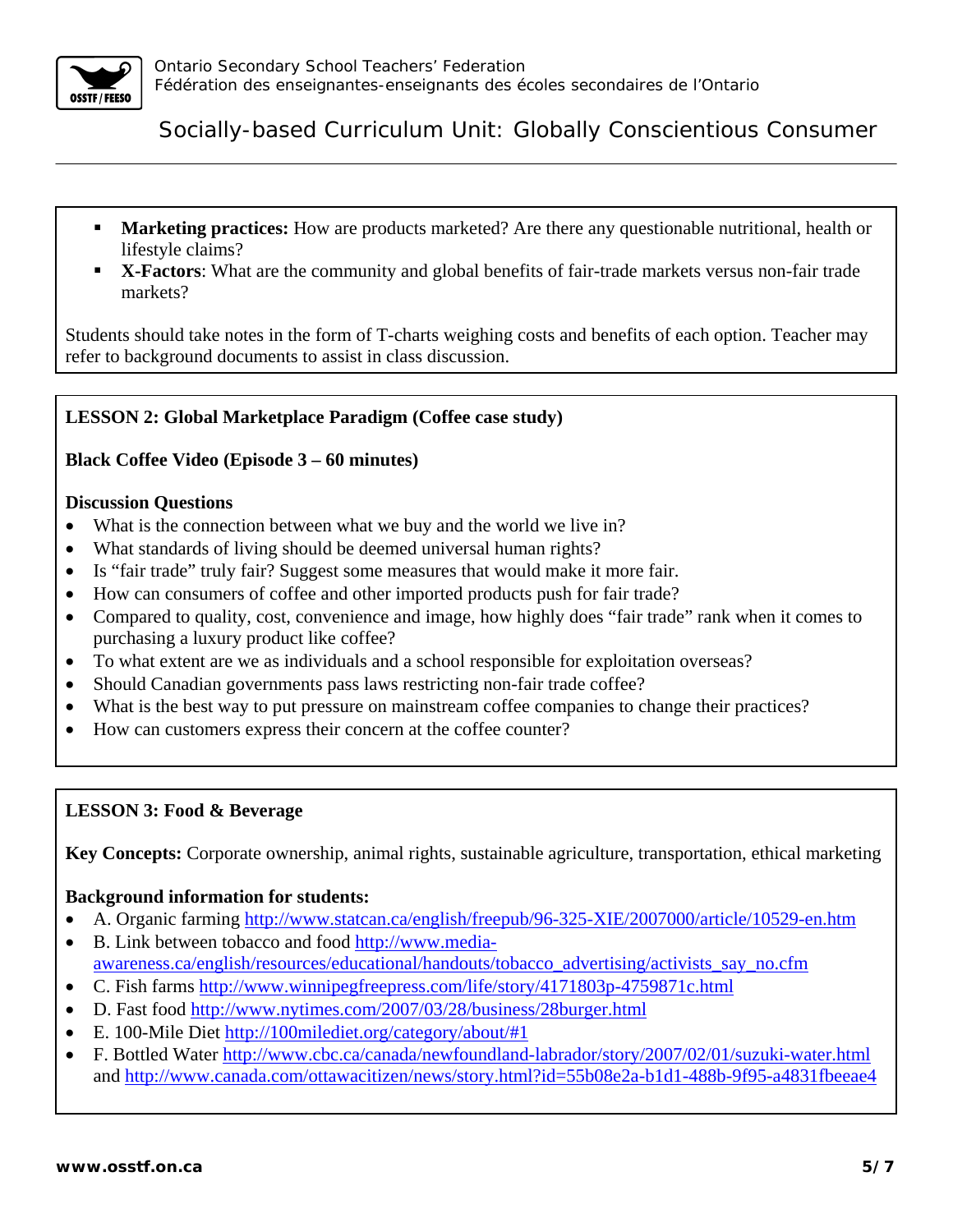- **Marketing practices:** How are products marketed? Are there any questionable nutritional, health or lifestyle claims?
- **X-Factors**: What are the community and global benefits of fair-trade markets versus non-fair trade markets?

Students should take notes in the form of T-charts weighing costs and benefits of each option. Teacher may refer to background documents to assist in class discussion.

**LESSON 2: Global Marketplace Paradigm (Coffee case study)**

**Black Coffee Video (Episode 3 – 60 minutes)**

**Discussion Questions**

- What is the connection between what we buy and the world we live in?
- What standards of living should be deemed universal human rights?
- Is "fair trade" truly fair? Suggest some measures that would make it more fair.
- How can consumers of coffee and other imported products push for fair trade?
- Compared to quality, cost, convenience and image, how highly does "fair trade" rank when it comes to purchasing a luxury product like coffee?
- To what extent are we as individuals and a school responsible for exploitation overseas?
- Should Canadian governments pass laws restricting non-fair trade coffee?
- What is the best way to put pressure on mainstream coffee companies to change their practices?
- How can customers express their concern at the coffee counter?

**LESSON 3: Food & Beverage**

**Key Concepts:** Corporate ownership, animal rights, sustainable agriculture, transportation, ethical marketing

**Background information for students:**

- A. Organic farming http://www.statcan.ca/english/freepub/96-325-XIE/2007000/article/10529-en.htm
- B. Link between tobacco and food http://www.media-awareness.ca/english/resources/educational/handouts/tobacco_advertising/activists_say_no.cfm
- C. Fish farms http://www.winnipegfreepress.com/life/story/4171803p-4759871c.html
- D. Fast food http://www.nytimes.com/2007/03/28/business/28burger.html
- E. 100-Mile Diet http://100milediet.org/category/about/#1
- F. Bottled Water http://www.cbc.ca/canada/newfoundland-labrador/story/2007/02/01/suzuki-water.html and http://www.canada.com/ottawacitizen/news/story.html?id=55b08e2a-b1d1-488b-9f95-a4831fbeeae4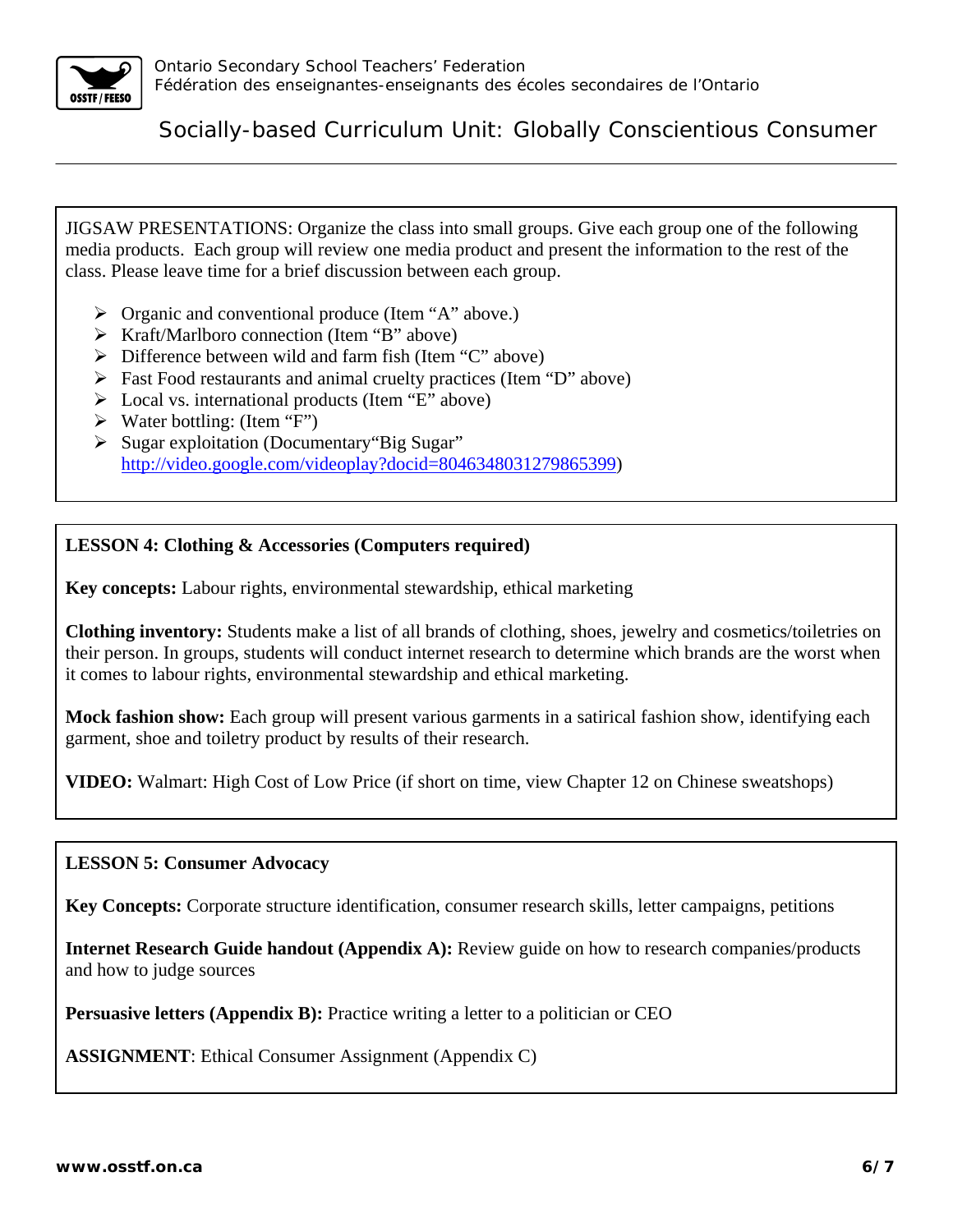JIGSAW PRESENTATIONS: Organize the class into small groups. Give each group one of the following media products. Each group will review one media product and present the information to the rest of the class. Please leave time for a brief discussion between each group.

- Organic and conventional produce (Item "A" above.)
- Kraft/Marlboro connection (Item "B" above)
- Difference between wild and farm fish (Item "C" above)
- Fast Food restaurants and animal cruelty practices (Item "D" above)
- Local vs. international products (Item "E" above)
- Water bottling: (Item "F")
- Sugar exploitation (Documentary"Big Sugar" http://video.google.com/videoplay?docid=8046348031279865399)

**LESSON 4: Clothing & Accessories (Computers required)**

**Key concepts:** Labour rights, environmental stewardship, ethical marketing

**Clothing inventory:** Students make a list of all brands of clothing, shoes, jewelry and cosmetics/toiletries on their person. In groups, students will conduct internet research to determine which brands are the worst when it comes to labour rights, environmental stewardship and ethical marketing.

**Mock fashion show:** Each group will present various garments in a satirical fashion show, identifying each garment, shoe and toiletry product by results of their research.

**VIDEO:** Walmart: High Cost of Low Price (if short on time, view Chapter 12 on Chinese sweatshops)

**LESSON 5: Consumer Advocacy**

**Key Concepts:** Corporate structure identification, consumer research skills, letter campaigns, petitions

**Internet Research Guide handout (Appendix A):** Review guide on how to research companies/products and how to judge sources

**Persuasive letters (Appendix B):** Practice writing a letter to a politician or CEO

**ASSIGNMENT**: Ethical Consumer Assignment (Appendix C)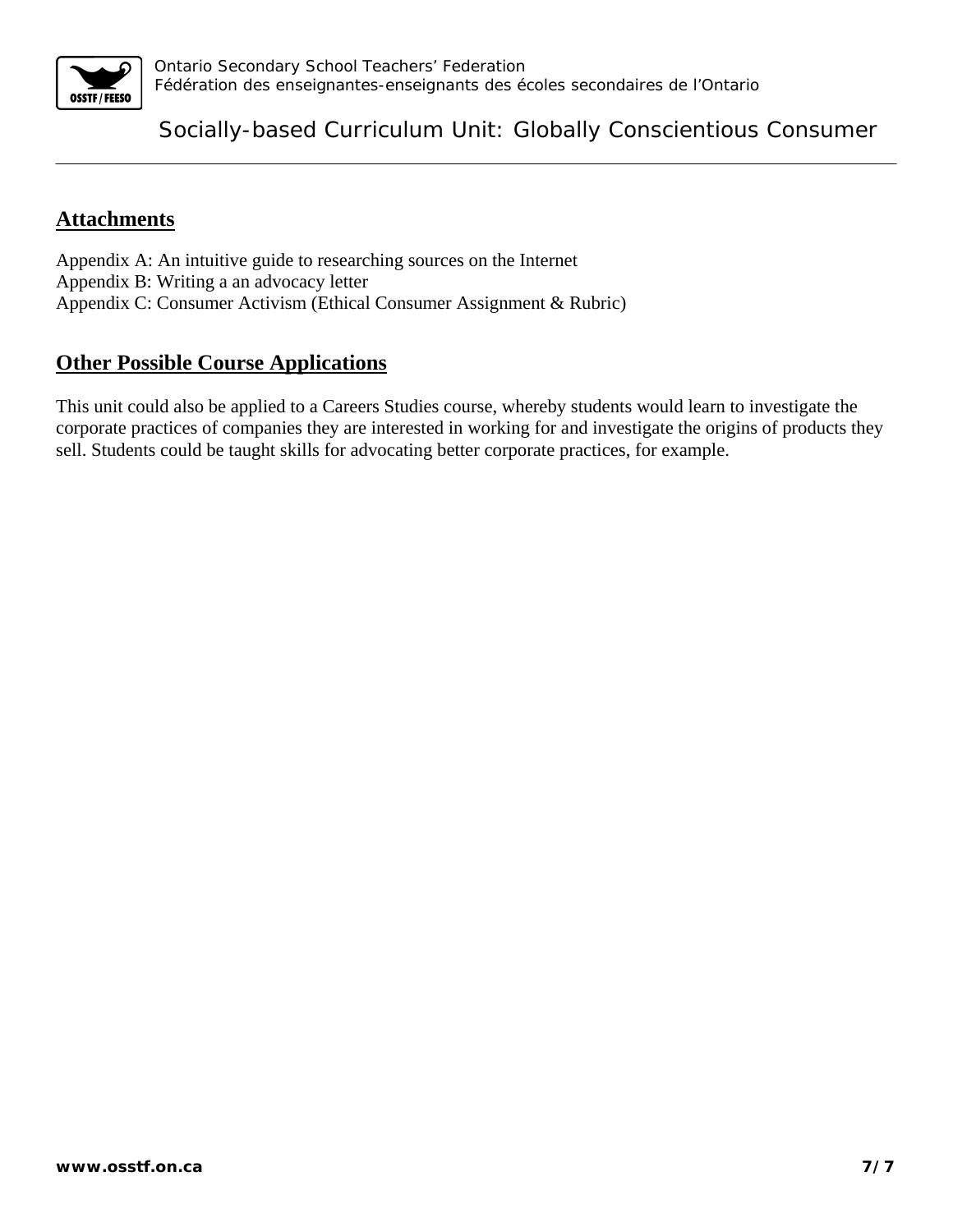## Attachments

Appendix A: An intuitive guide to researching sources on the Internet
Appendix B: Writing a an advocacy letter
Appendix C: Consumer Activism (Ethical Consumer Assignment & Rubric)

## Other Possible Course Applications

This unit could also be applied to a Careers Studies course, whereby students would learn to investigate the corporate practices of companies they are interested in working for and investigate the origins of products they sell. Students could be taught skills for advocating better corporate practices, for example.